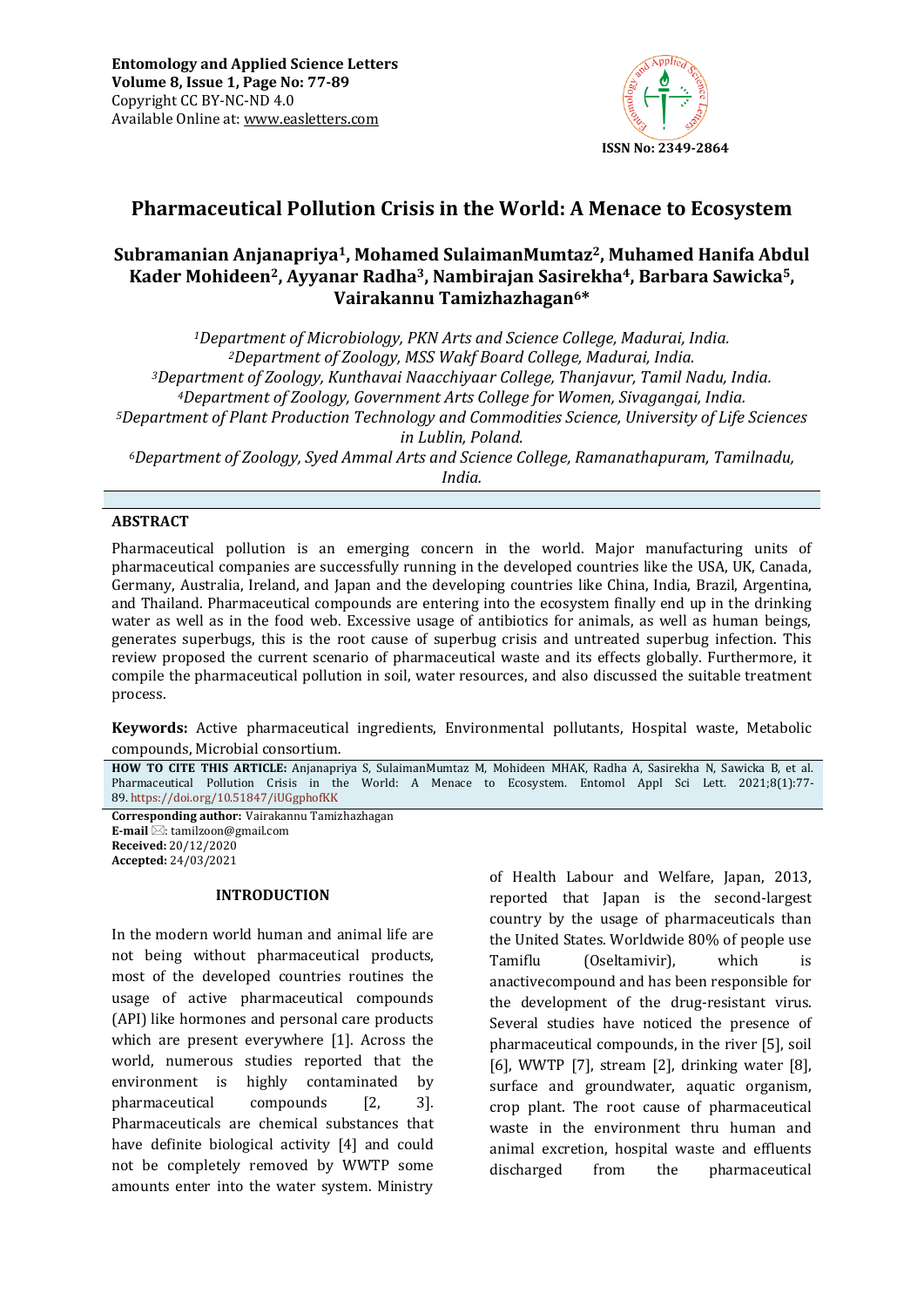Entomology and Applied Science Letters
Volume 8, Issue 1, Page No: 77-89
Copyright CC BY-NC-ND 4.0
Available Online at: www.easletters.com

ISSN No: 2349-2864

# Pharmaceutical Pollution Crisis in the World: A Menace to Ecosystem

**Subramanian Anjanapriya[1], Mohamed SulaimanMumtaz[2], Muhamed Hanifa Abdul Kader Mohideen[2], Ayyanar Radha[3], Nambirajan Sasirekha[4], Barbara Sawicka[5], Vairakannu Tamizhazhagan[6]***

*[1]Department of Microbiology, PKN Arts and Science College, Madurai, India.*
*[2]Department of Zoology, MSS Wakf Board College, Madurai, India.*
*[3]Department of Zoology, Kunthavai Naacchiyaar College, Thanjavur, Tamil Nadu, India.*
*[4]Department of Zoology, Government Arts College for Women, Sivagangai, India.*
*[5]Department of Plant Production Technology and Commodities Science, University of Life Sciences in Lublin, Poland.*
*[6]Department of Zoology, Syed Ammal Arts and Science College, Ramanathapuram, Tamilnadu, India.*

## ABSTRACT

Pharmaceutical pollution is an emerging concern in the world. Major manufacturing units of pharmaceutical companies are successfully running in the developed countries like the USA, UK, Canada, Germany, Australia, Ireland, and Japan and the developing countries like China, India, Brazil, Argentina, and Thailand. Pharmaceutical compounds are entering into the ecosystem finally end up in the drinking water as well as in the food web. Excessive usage of antibiotics for animals, as well as human beings, generates superbugs, this is the root cause of superbug crisis and untreated superbug infection. This review proposed the current scenario of pharmaceutical waste and its effects globally. Furthermore, it compile the pharmaceutical pollution in soil, water resources, and also discussed the suitable treatment process.

**Keywords:** Active pharmaceutical ingredients, Environmental pollutants, Hospital waste, Metabolic compounds, Microbial consortium.

**HOW TO CITE THIS ARTICLE:** Anjanapriya S, SulaimanMumtaz M, Mohideen MHAK, Radha A, Sasirekha N, Sawicka B, et al. Pharmaceutical Pollution Crisis in the World: A Menace to Ecosystem. Entomol Appl Sci Lett. 2021;8(1):77-89. https://doi.org/10.51847/iUGgphofKK

**Corresponding author:** Vairakannu Tamizhazhagan
**E-mail** ✉: tamilzoon@gmail.com
**Received:** 20/12/2020
**Accepted:** 24/03/2021

## INTRODUCTION

In the modern world human and animal life are not being without pharmaceutical products, most of the developed countries routines the usage of active pharmaceutical compounds (API) like hormones and personal care products which are present everywhere [1]. Across the world, numerous studies reported that the environment is highly contaminated by pharmaceutical compounds [2, 3]. Pharmaceuticals are chemical substances that have definite biological activity [4] and could not be completely removed by WWTP some amounts enter into the water system. Ministry of Health Labour and Welfare, Japan, 2013, reported that Japan is the second-largest country by the usage of pharmaceuticals than the United States. Worldwide 80% of people use Tamiflu (Oseltamivir), which is anactivecompound and has been responsible for the development of the drug-resistant virus. Several studies have noticed the presence of pharmaceutical compounds, in the river [5], soil [6], WWTP [7], stream [2], drinking water [8], surface and groundwater, aquatic organism, crop plant. The root cause of pharmaceutical waste in the environment thru human and animal excretion, hospital waste and effluents discharged from the pharmaceutical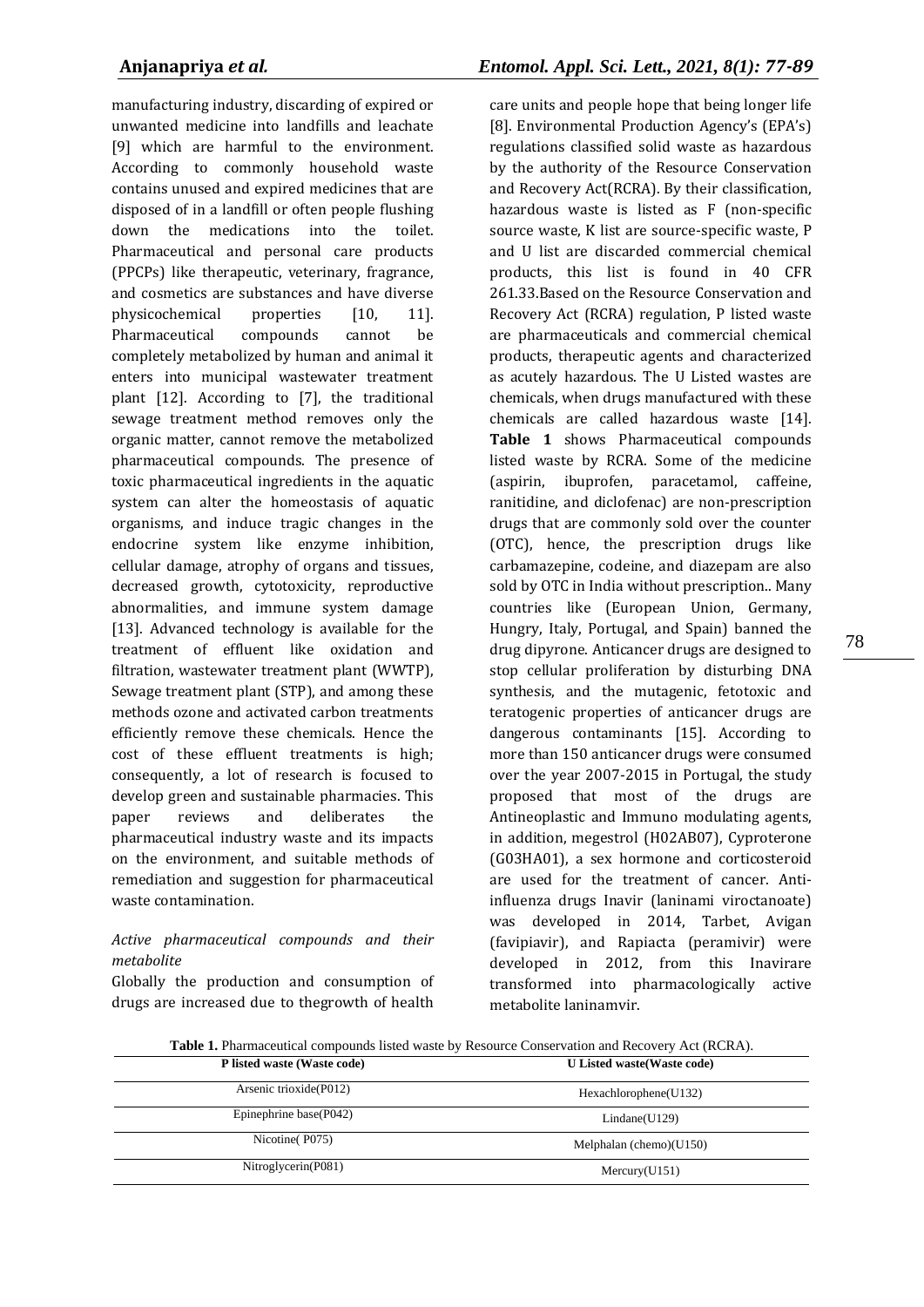manufacturing industry, discarding of expired or unwanted medicine into landfills and leachate [9] which are harmful to the environment. According to commonly household waste contains unused and expired medicines that are disposed of in a landfill or often people flushing down the medications into the toilet. Pharmaceutical and personal care products (PPCPs) like therapeutic, veterinary, fragrance, and cosmetics are substances and have diverse physicochemical properties [10, 11]. Pharmaceutical compounds cannot be completely metabolized by human and animal it enters into municipal wastewater treatment plant [12]. According to [7], the traditional sewage treatment method removes only the organic matter, cannot remove the metabolized pharmaceutical compounds. The presence of toxic pharmaceutical ingredients in the aquatic system can alter the homeostasis of aquatic organisms, and induce tragic changes in the endocrine system like enzyme inhibition, cellular damage, atrophy of organs and tissues, decreased growth, cytotoxicity, reproductive abnormalities, and immune system damage [13]. Advanced technology is available for the treatment of effluent like oxidation and filtration, wastewater treatment plant (WWTP), Sewage treatment plant (STP), and among these methods ozone and activated carbon treatments efficiently remove these chemicals. Hence the cost of these effluent treatments is high; consequently, a lot of research is focused to develop green and sustainable pharmacies. This paper reviews and deliberates the pharmaceutical industry waste and its impacts on the environment, and suitable methods of remediation and suggestion for pharmaceutical waste contamination.

### *Active pharmaceutical compounds and their metabolite*

Globally the production and consumption of drugs are increased due to thegrowth of health care units and people hope that being longer life [8]. Environmental Production Agency's (EPA's) regulations classified solid waste as hazardous by the authority of the Resource Conservation and Recovery Act(RCRA). By their classification, hazardous waste is listed as F (non-specific source waste, K list are source-specific waste, P and U list are discarded commercial chemical products, this list is found in 40 CFR 261.33.Based on the Resource Conservation and Recovery Act (RCRA) regulation, P listed waste are pharmaceuticals and commercial chemical products, therapeutic agents and characterized as acutely hazardous. The U Listed wastes are chemicals, when drugs manufactured with these chemicals are called hazardous waste [14]. **Table 1** shows Pharmaceutical compounds listed waste by RCRA. Some of the medicine (aspirin, ibuprofen, paracetamol, caffeine, ranitidine, and diclofenac) are non-prescription drugs that are commonly sold over the counter (OTC), hence, the prescription drugs like carbamazepine, codeine, and diazepam are also sold by OTC in India without prescription.. Many countries like (European Union, Germany, Hungry, Italy, Portugal, and Spain) banned the drug dipyrone. Anticancer drugs are designed to stop cellular proliferation by disturbing DNA synthesis, and the mutagenic, fetotoxic and teratogenic properties of anticancer drugs are dangerous contaminants [15]. According to more than 150 anticancer drugs were consumed over the year 2007-2015 in Portugal, the study proposed that most of the drugs are Antineoplastic and Immuno modulating agents, in addition, megestrol (H02AB07), Cyproterone (G03HA01), a sex hormone and corticosteroid are used for the treatment of cancer. Anti-influenza drugs Inavir (laninami viroctanoate) was developed in 2014, Tarbet, Avigan (favipiavir), and Rapiacta (peramivir) were developed in 2012, from this Inavirare transformed into pharmacologically active metabolite laninamvir.

**Table 1.** Pharmaceutical compounds listed waste by Resource Conservation and Recovery Act (RCRA).

| P listed waste (Waste code) | U Listed waste(Waste code) |
|---|---|
| Arsenic trioxide(P012) | Hexachlorophene(U132) |
| Epinephrine base(P042) | Lindane(U129) |
| Nicotine( P075) | Melphalan (chemo)(U150) |
| Nitroglycerin(P081) | Mercury(U151) |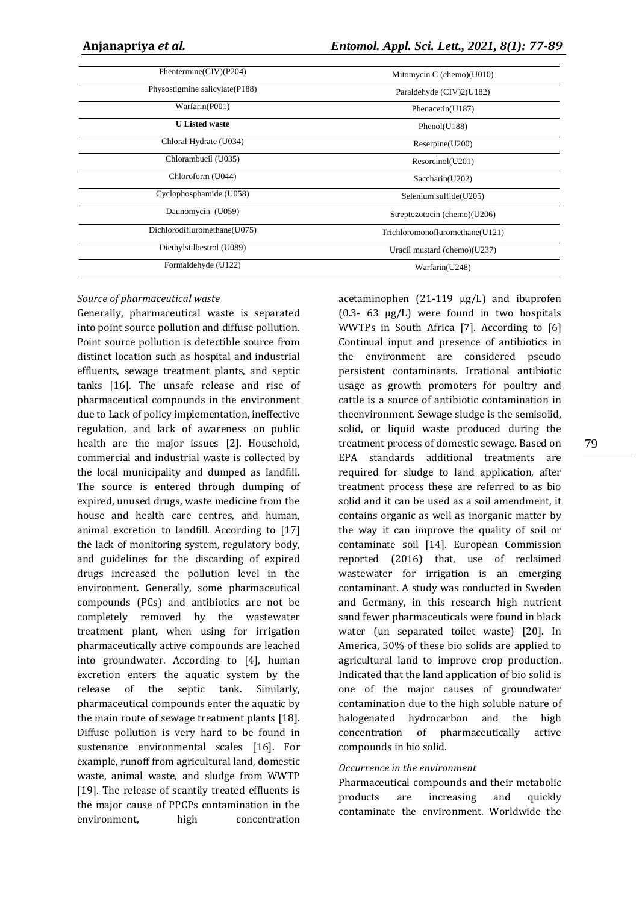| | |
|---|---|
| Phentermine(CIV)(P204) | Mitomycin C (chemo)(U010) |
| Physostigmine salicylate(P188) | Paraldehyde (CIV)2(U182) |
| Warfarin(P001) | Phenacetin(U187) |
| **U Listed waste** | Phenol(U188) |
| Chloral Hydrate (U034) | Reserpine(U200) |
| Chlorambucil (U035) | Resorcinol(U201) |
| Chloroform (U044) | Saccharin(U202) |
| Cyclophosphamide (U058) | Selenium sulfide(U205) |
| Daunomycin (U059) | Streptozotocin (chemo)(U206) |
| Dichlorodifluromethane(U075) | Trichloromonofluromethane(U121) |
| Diethylstilbestrol (U089) | Uracil mustard (chemo)(U237) |
| Formaldehyde (U122) | Warfarin(U248) |

*Source of pharmaceutical waste*

Generally, pharmaceutical waste is separated into point source pollution and diffuse pollution. Point source pollution is detectible source from distinct location such as hospital and industrial effluents, sewage treatment plants, and septic tanks [16]. The unsafe release and rise of pharmaceutical compounds in the environment due to Lack of policy implementation, ineffective regulation, and lack of awareness on public health are the major issues [2]. Household, commercial and industrial waste is collected by the local municipality and dumped as landfill. The source is entered through dumping of expired, unused drugs, waste medicine from the house and health care centres, and human, animal excretion to landfill. According to [17] the lack of monitoring system, regulatory body, and guidelines for the discarding of expired drugs increased the pollution level in the environment. Generally, some pharmaceutical compounds (PCs) and antibiotics are not be completely removed by the wastewater treatment plant, when using for irrigation pharmaceutically active compounds are leached into groundwater. According to [4], human excretion enters the aquatic system by the release of the septic tank. Similarly, pharmaceutical compounds enter the aquatic by the main route of sewage treatment plants [18]. Diffuse pollution is very hard to be found in sustenance environmental scales [16]. For example, runoff from agricultural land, domestic waste, animal waste, and sludge from WWTP [19]. The release of scantily treated effluents is the major cause of PPCPs contamination in the environment, high concentration acetaminophen (21-119 μg/L) and ibuprofen (0.3- 63 μg/L) were found in two hospitals WWTPs in South Africa [7]. According to [6] Continual input and presence of antibiotics in the environment are considered pseudo persistent contaminants. Irrational antibiotic usage as growth promoters for poultry and cattle is a source of antibiotic contamination in theenvironment. Sewage sludge is the semisolid, solid, or liquid waste produced during the treatment process of domestic sewage. Based on EPA standards additional treatments are required for sludge to land application, after treatment process these are referred to as bio solid and it can be used as a soil amendment, it contains organic as well as inorganic matter by the way it can improve the quality of soil or contaminate soil [14]. European Commission reported (2016) that, use of reclaimed wastewater for irrigation is an emerging contaminant. A study was conducted in Sweden and Germany, in this research high nutrient sand fewer pharmaceuticals were found in black water (un separated toilet waste) [20]. In America, 50% of these bio solids are applied to agricultural land to improve crop production. Indicated that the land application of bio solid is one of the major causes of groundwater contamination due to the high soluble nature of halogenated hydrocarbon and the high concentration of pharmaceutically active compounds in bio solid.

*Occurrence in the environment*

Pharmaceutical compounds and their metabolic products are increasing and quickly contaminate the environment. Worldwide the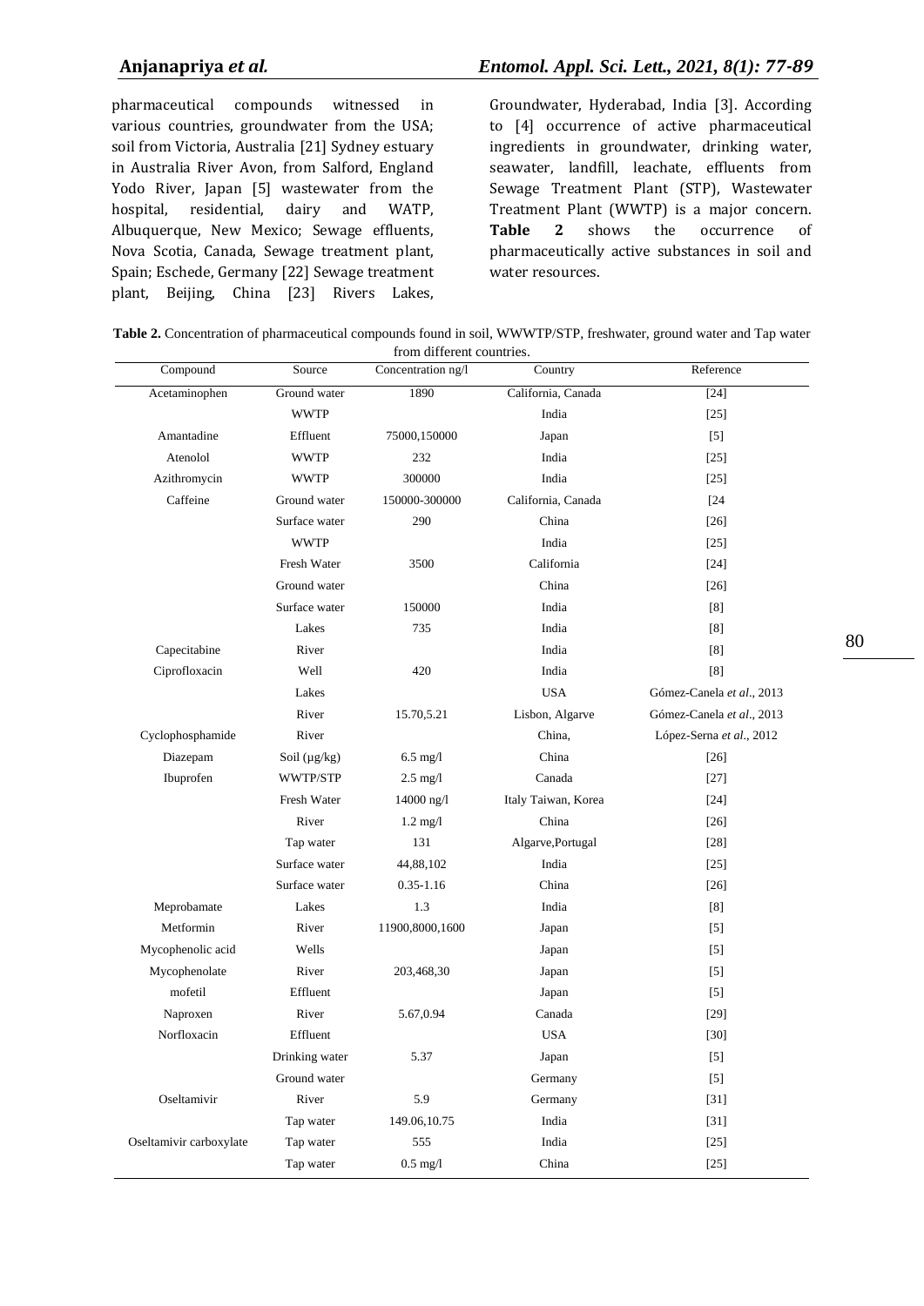pharmaceutical compounds witnessed in various countries, groundwater from the USA; soil from Victoria, Australia [21] Sydney estuary in Australia River Avon, from Salford, England Yodo River, Japan [5] wastewater from the hospital, residential, dairy and WATP, Albuquerque, New Mexico; Sewage effluents, Nova Scotia, Canada, Sewage treatment plant, Spain; Eschede, Germany [22] Sewage treatment plant, Beijing, China [23] Rivers Lakes, Groundwater, Hyderabad, India [3]. According to [4] occurrence of active pharmaceutical ingredients in groundwater, drinking water, seawater, landfill, leachate, effluents from Sewage Treatment Plant (STP), Wastewater Treatment Plant (WWTP) is a major concern. **Table 2** shows the occurrence of pharmaceutically active substances in soil and water resources.

**Table 2.** Concentration of pharmaceutical compounds found in soil, WWWTP/STP, freshwater, ground water and Tap water from different countries.

| Compound | Source | Concentration ng/l | Country | Reference |
|---|---|---|---|---|
| Acetaminophen | Ground water | 1890 | California, Canada | [24] |
| | WWTP | | India | [25] |
| Amantadine | Effluent | 75000,150000 | Japan | [5] |
| Atenolol | WWTP | 232 | India | [25] |
| Azithromycin | WWTP | 300000 | India | [25] |
| Caffeine | Ground water | 150000-300000 | California, Canada | [24 |
| | Surface water | 290 | China | [26] |
| | WWTP | | India | [25] |
| | Fresh Water | 3500 | California | [24] |
| | Ground water | | China | [26] |
| | Surface water | 150000 | India | [8] |
| | Lakes | 735 | India | [8] |
| Capecitabine | River | | India | [8] |
| Ciprofloxacin | Well | 420 | India | [8] |
| | Lakes | | USA | Gómez-Canela *et al*., 2013 |
| | River | 15.70,5.21 | Lisbon, Algarve | Gómez-Canela *et al*., 2013 |
| Cyclophosphamide | River | | China, | López-Serna *et al*., 2012 |
| Diazepam | Soil (µg/kg) | 6.5 mg/l | China | [26] |
| Ibuprofen | WWTP/STP | 2.5 mg/l | Canada | [27] |
| | Fresh Water | 14000 ng/l | Italy Taiwan, Korea | [24] |
| | River | 1.2 mg/l | China | [26] |
| | Tap water | 131 | Algarve,Portugal | [28] |
| | Surface water | 44,88,102 | India | [25] |
| | Surface water | 0.35-1.16 | China | [26] |
| Meprobamate | Lakes | 1.3 | India | [8] |
| Metformin | River | 11900,8000,1600 | Japan | [5] |
| Mycophenolic acid | Wells | | Japan | [5] |
| Mycophenolate | River | 203,468,30 | Japan | [5] |
| mofetil | Effluent | | Japan | [5] |
| Naproxen | River | 5.67,0.94 | Canada | [29] |
| Norfloxacin | Effluent | | USA | [30] |
| | Drinking water | 5.37 | Japan | [5] |
| | Ground water | | Germany | [5] |
| Oseltamivir | River | 5.9 | Germany | [31] |
| | Tap water | 149.06,10.75 | India | [31] |
| Oseltamivir carboxylate | Tap water | 555 | India | [25] |
| | Tap water | 0.5 mg/l | China | [25] |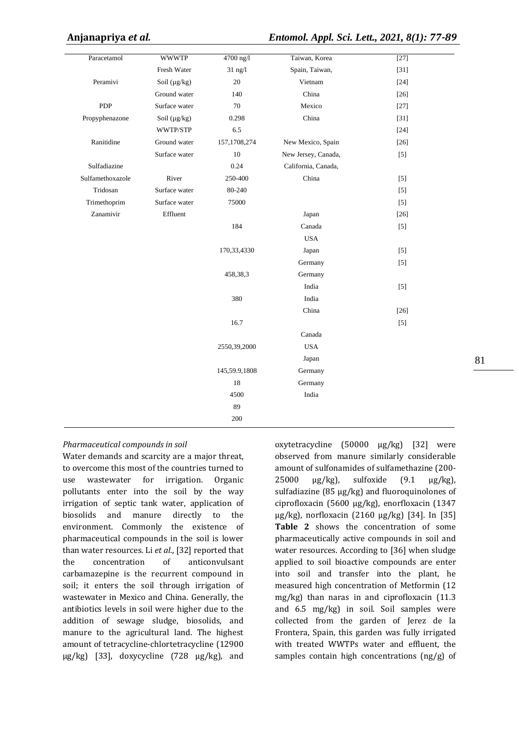| | | | | |
|---|---|---|---|---|
| Paracetamol | WWWTP | 4700 ng/l | Taiwan, Korea | [27] |
| | Fresh Water | 31 ng/l | Spain, Taiwan, | [31] |
| Peramivi | Soil (µg/kg) | 20 | Vietnam | [24] |
| | Ground water | 140 | China | [26] |
| PDP | Surface water | 70 | Mexico | [27] |
| Propyphenazone | Soil (µg/kg) | 0.298 | China | [31] |
| | WWTP/STP | 6.5 | | [24] |
| Ranitidine | Ground water | 157,1708,274 | New Mexico, Spain | [26] |
| | Surface water | 10 | New Jersey, Canada, | [5] |
| Sulfadiazine | | 0.24 | California, Canada, | |
| Sulfamethoxazole | River | 250-400 | China | [5] |
| Tridosan | Surface water | 80-240 | | [5] |
| Trimethoprim | Surface water | 75000 | | [5] |
| Zanamivir | Effluent | | Japan | [26] |
| | | 184 | Canada | [5] |
| | | | USA | |
| | | 170,33,4330 | Japan | [5] |
| | | | Germany | [5] |
| | | 458,38,3 | Germany | |
| | | | India | [5] |
| | | 380 | India | |
| | | | China | [26] |
| | | 16.7 | | [5] |
| | | | Canada | |
| | | 2550,39,2000 | USA | |
| | | | Japan | |
| | | 145,59.9,1808 | Germany | |
| | | 18 | Germany | |
| | | 4500 | India | |
| | | 89 | | |
| | | 200 | | |

*Pharmaceutical compounds in soil*

Water demands and scarcity are a major threat, to overcome this most of the countries turned to use wastewater for irrigation. Organic pollutants enter into the soil by the way irrigation of septic tank water, application of biosolids and manure directly to the environment. Commonly the existence of pharmaceutical compounds in the soil is lower than water resources. Li *et al*., [32] reported that the concentration of anticonvulsant carbamazepine is the recurrent compound in soil; it enters the soil through irrigation of wastewater in Mexico and China. Generally, the antibiotics levels in soil were higher due to the addition of sewage sludge, biosolids, and manure to the agricultural land. The highest amount of tetracycline-chlortetracycline (12900 µg/kg) [33], doxycycline (728 µg/kg), and oxytetracycline (50000 µg/kg) [32] were observed from manure similarly considerable amount of sulfonamides of sulfamethazine (200-25000 µg/kg), sulfoxide (9.1 µg/kg), sulfadiazine (85 µg/kg) and fluoroquinolones of ciprofloxacin (5600 µg/kg), enorfloxacin (1347 µg/kg), norfloxacin (2160 µg/kg) [34]. In [35] **Table 2** shows the concentration of some pharmaceutically active compounds in soil and water resources. According to [36] when sludge applied to soil bioactive compounds are enter into soil and transfer into the plant, he measured high concentration of Metformin (12 mg/kg) than naras in and ciprofloxacin (11.3 and 6.5 mg/kg) in soil. Soil samples were collected from the garden of Jerez de la Frontera, Spain, this garden was fully irrigated with treated WWTPs water and effluent, the samples contain high concentrations (ng/g) of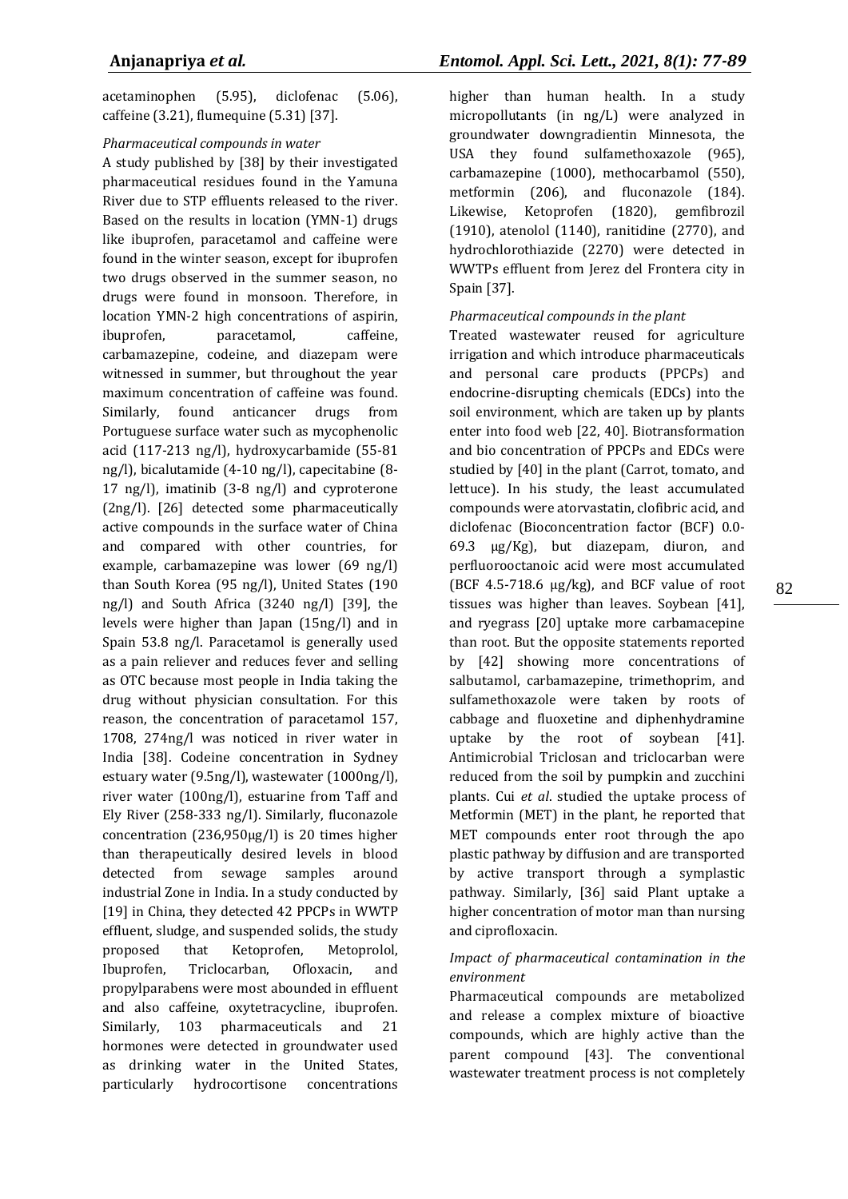acetaminophen (5.95), diclofenac (5.06), caffeine (3.21), flumequine (5.31) [37].

*Pharmaceutical compounds in water*

A study published by [38] by their investigated pharmaceutical residues found in the Yamuna River due to STP effluents released to the river. Based on the results in location (YMN-1) drugs like ibuprofen, paracetamol and caffeine were found in the winter season, except for ibuprofen two drugs observed in the summer season, no drugs were found in monsoon. Therefore, in location YMN-2 high concentrations of aspirin, ibuprofen, paracetamol, caffeine, carbamazepine, codeine, and diazepam were witnessed in summer, but throughout the year maximum concentration of caffeine was found. Similarly, found anticancer drugs from Portuguese surface water such as mycophenolic acid (117-213 ng/l), hydroxycarbamide (55-81 ng/l), bicalutamide (4-10 ng/l), capecitabine (8-17 ng/l), imatinib (3-8 ng/l) and cyproterone (2ng/l). [26] detected some pharmaceutically active compounds in the surface water of China and compared with other countries, for example, carbamazepine was lower (69 ng/l) than South Korea (95 ng/l), United States (190 ng/l) and South Africa (3240 ng/l) [39], the levels were higher than Japan (15ng/l) and in Spain 53.8 ng/l. Paracetamol is generally used as a pain reliever and reduces fever and selling as OTC because most people in India taking the drug without physician consultation. For this reason, the concentration of paracetamol 157, 1708, 274ng/l was noticed in river water in India [38]. Codeine concentration in Sydney estuary water (9.5ng/l), wastewater (1000ng/l), river water (100ng/l), estuarine from Taff and Ely River (258-333 ng/l). Similarly, fluconazole concentration (236,950μg/l) is 20 times higher than therapeutically desired levels in blood detected from sewage samples around industrial Zone in India. In a study conducted by [19] in China, they detected 42 PPCPs in WWTP effluent, sludge, and suspended solids, the study proposed that Ketoprofen, Metoprolol, Ibuprofen, Triclocarban, Ofloxacin, and propylparabens were most abounded in effluent and also caffeine, oxytetracycline, ibuprofen. Similarly, 103 pharmaceuticals and 21 hormones were detected in groundwater used as drinking water in the United States, particularly hydrocortisone concentrations higher than human health. In a study micropollutants (in ng/L) were analyzed in groundwater downgradientin Minnesota, the USA they found sulfamethoxazole (965), carbamazepine (1000), methocarbamol (550), metformin (206), and fluconazole (184). Likewise, Ketoprofen (1820), gemfibrozil (1910), atenolol (1140), ranitidine (2770), and hydrochlorothiazide (2270) were detected in WWTPs effluent from Jerez del Frontera city in Spain [37].

*Pharmaceutical compounds in the plant*

Treated wastewater reused for agriculture irrigation and which introduce pharmaceuticals and personal care products (PPCPs) and endocrine-disrupting chemicals (EDCs) into the soil environment, which are taken up by plants enter into food web [22, 40]. Biotransformation and bio concentration of PPCPs and EDCs were studied by [40] in the plant (Carrot, tomato, and lettuce). In his study, the least accumulated compounds were atorvastatin, clofibric acid, and diclofenac (Bioconcentration factor (BCF) 0.0-69.3 μg/Kg), but diazepam, diuron, and perfluorooctanoic acid were most accumulated (BCF 4.5-718.6 μg/kg), and BCF value of root tissues was higher than leaves. Soybean [41], and ryegrass [20] uptake more carbamacepine than root. But the opposite statements reported by [42] showing more concentrations of salbutamol, carbamazepine, trimethoprim, and sulfamethoxazole were taken by roots of cabbage and fluoxetine and diphenhydramine uptake by the root of soybean [41]. Antimicrobial Triclosan and triclocarban were reduced from the soil by pumpkin and zucchini plants. Cui *et al*. studied the uptake process of Metformin (MET) in the plant, he reported that MET compounds enter root through the apo plastic pathway by diffusion and are transported by active transport through a symplastic pathway. Similarly, [36] said Plant uptake a higher concentration of motor man than nursing and ciprofloxacin.

*Impact of pharmaceutical contamination in the environment*

Pharmaceutical compounds are metabolized and release a complex mixture of bioactive compounds, which are highly active than the parent compound [43]. The conventional wastewater treatment process is not completely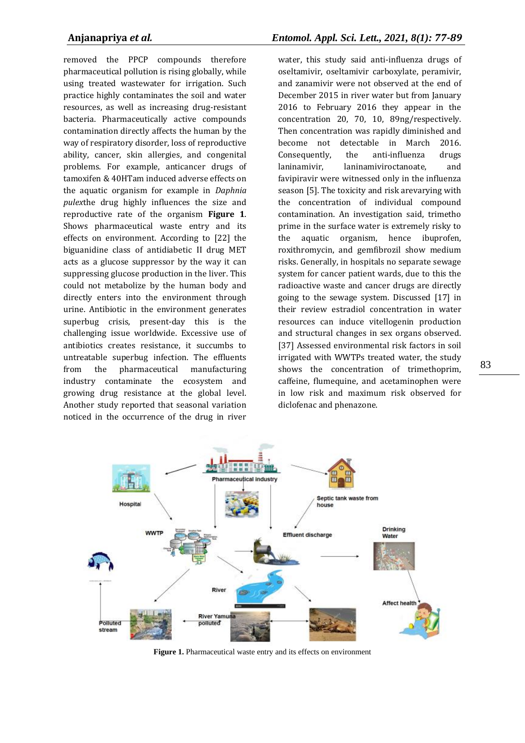removed the PPCP compounds therefore pharmaceutical pollution is rising globally, while using treated wastewater for irrigation. Such practice highly contaminates the soil and water resources, as well as increasing drug-resistant bacteria. Pharmaceutically active compounds contamination directly affects the human by the way of respiratory disorder, loss of reproductive ability, cancer, skin allergies, and congenital problems. For example, anticancer drugs of tamoxifen & 40HTam induced adverse effects on the aquatic organism for example in *Daphnia pulex*the drug highly influences the size and reproductive rate of the organism **Figure 1**. Shows pharmaceutical waste entry and its effects on environment. According to [22] the biguanidine class of antidiabetic II drug MET acts as a glucose suppressor by the way it can suppressing glucose production in the liver. This could not metabolize by the human body and directly enters into the environment through urine. Antibiotic in the environment generates superbug crisis, present-day this is the challenging issue worldwide. Excessive use of antibiotics creates resistance, it succumbs to untreatable superbug infection. The effluents from the pharmaceutical manufacturing industry contaminate the ecosystem and growing drug resistance at the global level. Another study reported that seasonal variation noticed in the occurrence of the drug in river water, this study said anti-influenza drugs of oseltamivir, oseltamivir carboxylate, peramivir, and zanamivir were not observed at the end of December 2015 in river water but from January 2016 to February 2016 they appear in the concentration 20, 70, 10, 89ng/respectively. Then concentration was rapidly diminished and become not detectable in March 2016. Consequently, the anti-influenza drugs laninamivir, laninamiviroctanoate, and favipiravir were witnessed only in the influenza season [5]. The toxicity and risk arevarying with the concentration of individual compound contamination. An investigation said, trimetho prime in the surface water is extremely risky to the aquatic organism, hence ibuprofen, roxithromycin, and gemfibrozil show medium risks. Generally, in hospitals no separate sewage system for cancer patient wards, due to this the radioactive waste and cancer drugs are directly going to the sewage system. Discussed [17] in their review estradiol concentration in water resources can induce vitellogenin production and structural changes in sex organs observed. [37] Assessed environmental risk factors in soil irrigated with WWTPs treated water, the study shows the concentration of trimethoprim, caffeine, flumequine, and acetaminophen were in low risk and maximum risk observed for diclofenac and phenazone.

**Figure 1.** Pharmaceutical waste entry and its effects on environment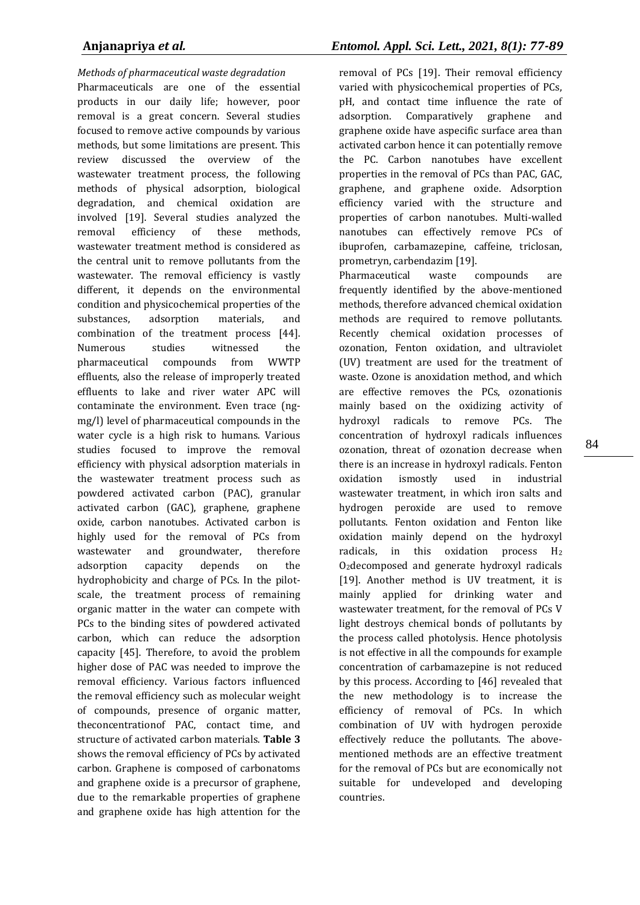*Methods of pharmaceutical waste degradation*

Pharmaceuticals are one of the essential products in our daily life; however, poor removal is a great concern. Several studies focused to remove active compounds by various methods, but some limitations are present. This review discussed the overview of the wastewater treatment process, the following methods of physical adsorption, biological degradation, and chemical oxidation are involved [19]. Several studies analyzed the removal efficiency of these methods, wastewater treatment method is considered as the central unit to remove pollutants from the wastewater. The removal efficiency is vastly different, it depends on the environmental condition and physicochemical properties of the substances, adsorption materials, and combination of the treatment process [44]. Numerous studies witnessed the pharmaceutical compounds from WWTP effluents, also the release of improperly treated effluents to lake and river water APC will contaminate the environment. Even trace (ng-mg/l) level of pharmaceutical compounds in the water cycle is a high risk to humans. Various studies focused to improve the removal efficiency with physical adsorption materials in the wastewater treatment process such as powdered activated carbon (PAC), granular activated carbon (GAC), graphene, graphene oxide, carbon nanotubes. Activated carbon is highly used for the removal of PCs from wastewater and groundwater, therefore adsorption capacity depends on the hydrophobicity and charge of PCs. In the pilot-scale, the treatment process of remaining organic matter in the water can compete with PCs to the binding sites of powdered activated carbon, which can reduce the adsorption capacity [45]. Therefore, to avoid the problem higher dose of PAC was needed to improve the removal efficiency. Various factors influenced the removal efficiency such as molecular weight of compounds, presence of organic matter, theconcentrationof PAC, contact time, and structure of activated carbon materials. **Table 3** shows the removal efficiency of PCs by activated carbon. Graphene is composed of carbonatoms and graphene oxide is a precursor of graphene, due to the remarkable properties of graphene and graphene oxide has high attention for the removal of PCs [19]. Their removal efficiency varied with physicochemical properties of PCs, pH, and contact time influence the rate of adsorption. Comparatively graphene and graphene oxide have aspecific surface area than activated carbon hence it can potentially remove the PC. Carbon nanotubes have excellent properties in the removal of PCs than PAC, GAC, graphene, and graphene oxide. Adsorption efficiency varied with the structure and properties of carbon nanotubes. Multi-walled nanotubes can effectively remove PCs of ibuprofen, carbamazepine, caffeine, triclosan, prometryn, carbendazim [19].

Pharmaceutical waste compounds are frequently identified by the above-mentioned methods, therefore advanced chemical oxidation methods are required to remove pollutants. Recently chemical oxidation processes of ozonation, Fenton oxidation, and ultraviolet (UV) treatment are used for the treatment of waste. Ozone is anoxidation method, and which are effective removes the PCs, ozonationis mainly based on the oxidizing activity of hydroxyl radicals to remove PCs. The concentration of hydroxyl radicals influences ozonation, threat of ozonation decrease when there is an increase in hydroxyl radicals. Fenton oxidation ismostly used in industrial wastewater treatment, in which iron salts and hydrogen peroxide are used to remove pollutants. Fenton oxidation and Fenton like oxidation mainly depend on the hydroxyl radicals, in this oxidation process $H_2O_2$decomposed and generate hydroxyl radicals [19]. Another method is UV treatment, it is mainly applied for drinking water and wastewater treatment, for the removal of PCs V light destroys chemical bonds of pollutants by the process called photolysis. Hence photolysis is not effective in all the compounds for example concentration of carbamazepine is not reduced by this process. According to [46] revealed that the new methodology is to increase the efficiency of removal of PCs. In which combination of UV with hydrogen peroxide effectively reduce the pollutants. The above-mentioned methods are an effective treatment for the removal of PCs but are economically not suitable for undeveloped and developing countries.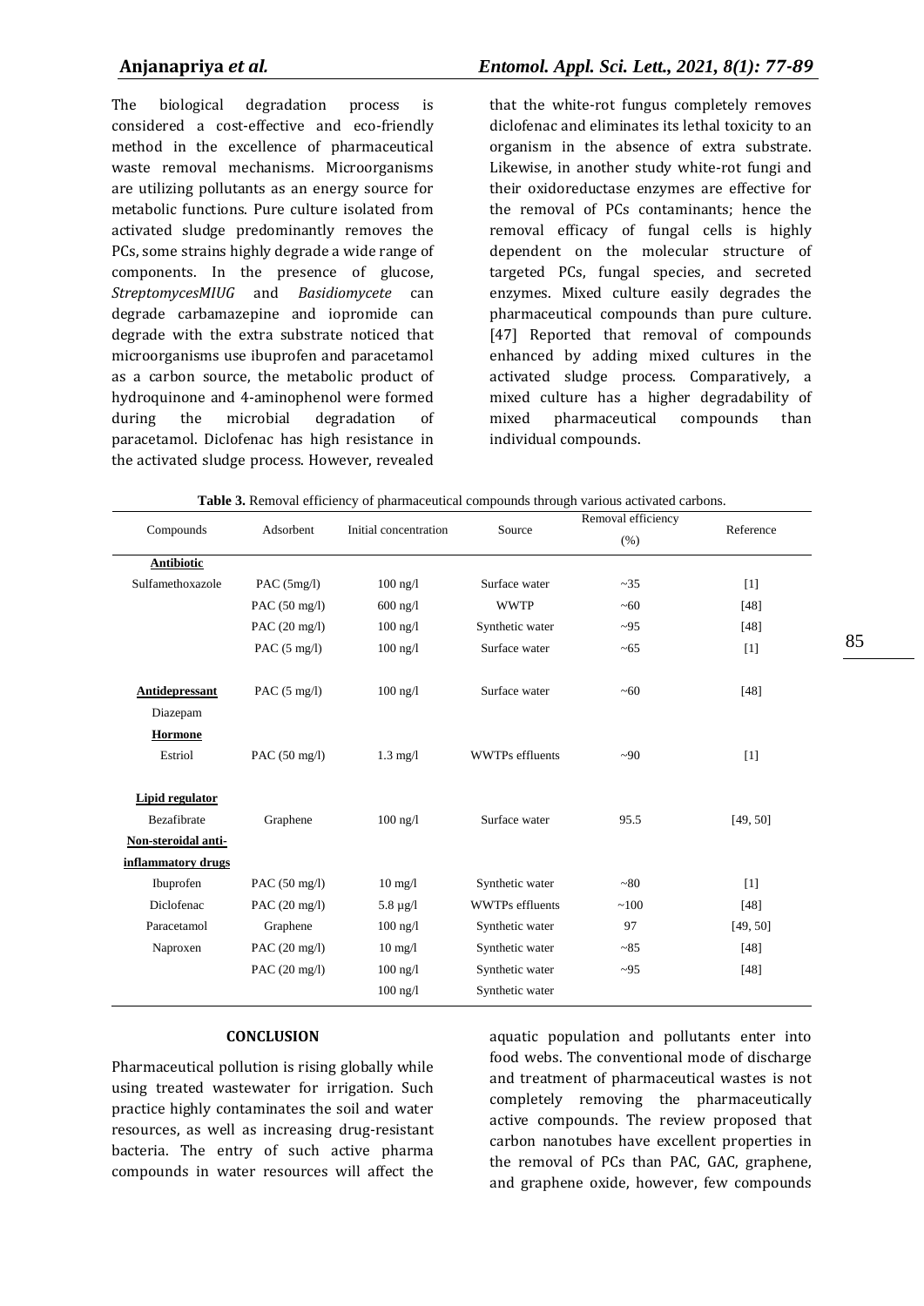The biological degradation process is considered a cost-effective and eco-friendly method in the excellence of pharmaceutical waste removal mechanisms. Microorganisms are utilizing pollutants as an energy source for metabolic functions. Pure culture isolated from activated sludge predominantly removes the PCs, some strains highly degrade a wide range of components. In the presence of glucose, *StreptomycesMIUG* and *Basidiomycete* can degrade carbamazepine and iopromide can degrade with the extra substrate noticed that microorganisms use ibuprofen and paracetamol as a carbon source, the metabolic product of hydroquinone and 4-aminophenol were formed during the microbial degradation of paracetamol. Diclofenac has high resistance in the activated sludge process. However, revealed that the white-rot fungus completely removes diclofenac and eliminates its lethal toxicity to an organism in the absence of extra substrate. Likewise, in another study white-rot fungi and their oxidoreductase enzymes are effective for the removal of PCs contaminants; hence the removal efficacy of fungal cells is highly dependent on the molecular structure of targeted PCs, fungal species, and secreted enzymes. Mixed culture easily degrades the pharmaceutical compounds than pure culture. [47] Reported that removal of compounds enhanced by adding mixed cultures in the activated sludge process. Comparatively, a mixed culture has a higher degradability of mixed pharmaceutical compounds than individual compounds.

**Table 3.** Removal efficiency of pharmaceutical compounds through various activated carbons.

| Compounds | Adsorbent | Initial concentration | Source | Removal efficiency (%) | Reference |
|---|---|---|---|---|---|
| **Antibiotic** | | | | | |
| Sulfamethoxazole | PAC (5mg/l) | 100 ng/l | Surface water | ~35 | [1] |
| | PAC (50 mg/l) | 600 ng/l | WWTP | ~60 | [48] |
| | PAC (20 mg/l) | 100 ng/l | Synthetic water | ~95 | [48] |
| | PAC (5 mg/l) | 100 ng/l | Surface water | ~65 | [1] |
| **Antidepressant** | PAC (5 mg/l) | 100 ng/l | Surface water | ~60 | [48] |
| Diazepam | | | | | |
| **Hormone** | | | | | |
| Estriol | PAC (50 mg/l) | 1.3 mg/l | WWTPs effluents | ~90 | [1] |
| **Lipid regulator** | | | | | |
| Bezafibrate | Graphene | 100 ng/l | Surface water | 95.5 | [49, 50] |
| **Non-steroidal anti-inflammatory drugs** | | | | | |
| Ibuprofen | PAC (50 mg/l) | 10 mg/l | Synthetic water | ~80 | [1] |
| Diclofenac | PAC (20 mg/l) | 5.8 µg/l | WWTPs effluents | ~100 | [48] |
| Paracetamol | Graphene | 100 ng/l | Synthetic water | 97 | [49, 50] |
| Naproxen | PAC (20 mg/l) | 10 mg/l | Synthetic water | ~85 | [48] |
| | PAC (20 mg/l) | 100 ng/l | Synthetic water | ~95 | [48] |
| | | 100 ng/l | Synthetic water | | |

## CONCLUSION

Pharmaceutical pollution is rising globally while using treated wastewater for irrigation. Such practice highly contaminates the soil and water resources, as well as increasing drug-resistant bacteria. The entry of such active pharma compounds in water resources will affect the aquatic population and pollutants enter into food webs. The conventional mode of discharge and treatment of pharmaceutical wastes is not completely removing the pharmaceutically active compounds. The review proposed that carbon nanotubes have excellent properties in the removal of PCs than PAC, GAC, graphene, and graphene oxide, however, few compounds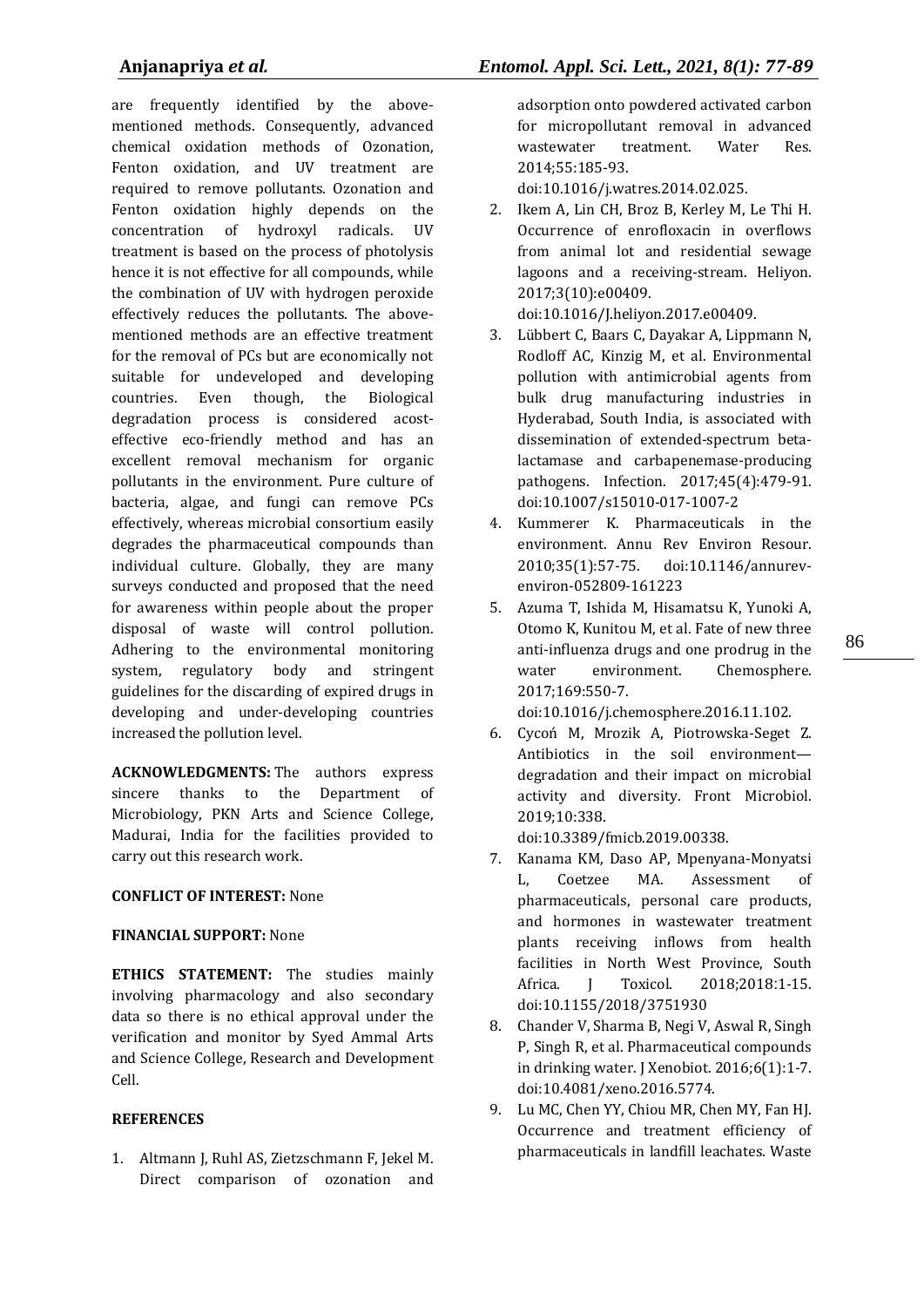are frequently identified by the above-mentioned methods. Consequently, advanced chemical oxidation methods of Ozonation, Fenton oxidation, and UV treatment are required to remove pollutants. Ozonation and Fenton oxidation highly depends on the concentration of hydroxyl radicals. UV treatment is based on the process of photolysis hence it is not effective for all compounds, while the combination of UV with hydrogen peroxide effectively reduces the pollutants. The above-mentioned methods are an effective treatment for the removal of PCs but are economically not suitable for undeveloped and developing countries. Even though, the Biological degradation process is considered acost-effective eco-friendly method and has an excellent removal mechanism for organic pollutants in the environment. Pure culture of bacteria, algae, and fungi can remove PCs effectively, whereas microbial consortium easily degrades the pharmaceutical compounds than individual culture. Globally, they are many surveys conducted and proposed that the need for awareness within people about the proper disposal of waste will control pollution. Adhering to the environmental monitoring system, regulatory body and stringent guidelines for the discarding of expired drugs in developing and under-developing countries increased the pollution level.

**ACKNOWLEDGMENTS:** The authors express sincere thanks to the Department of Microbiology, PKN Arts and Science College, Madurai, India for the facilities provided to carry out this research work.

**CONFLICT OF INTEREST:** None

**FINANCIAL SUPPORT:** None

**ETHICS STATEMENT:** The studies mainly involving pharmacology and also secondary data so there is no ethical approval under the verification and monitor by Syed Ammal Arts and Science College, Research and Development Cell.

## REFERENCES

1. Altmann J, Ruhl AS, Zietzschmann F, Jekel M. Direct comparison of ozonation and adsorption onto powdered activated carbon for micropollutant removal in advanced wastewater treatment. Water Res. 2014;55:185-93. doi:10.1016/j.watres.2014.02.025.
2. Ikem A, Lin CH, Broz B, Kerley M, Le Thi H. Occurrence of enrofloxacin in overflows from animal lot and residential sewage lagoons and a receiving-stream. Heliyon. 2017;3(10):e00409. doi:10.1016/J.heliyon.2017.e00409.
3. Lübbert C, Baars C, Dayakar A, Lippmann N, Rodloff AC, Kinzig M, et al. Environmental pollution with antimicrobial agents from bulk drug manufacturing industries in Hyderabad, South India, is associated with dissemination of extended-spectrum beta-lactamase and carbapenemase-producing pathogens. Infection. 2017;45(4):479-91. doi:10.1007/s15010-017-1007-2
4. Kummerer K. Pharmaceuticals in the environment. Annu Rev Environ Resour. 2010;35(1):57-75. doi:10.1146/annurev-environ-052809-161223
5. Azuma T, Ishida M, Hisamatsu K, Yunoki A, Otomo K, Kunitou M, et al. Fate of new three anti-influenza drugs and one prodrug in the water environment. Chemosphere. 2017;169:550-7. doi:10.1016/j.chemosphere.2016.11.102.
6. Cycoń M, Mrozik A, Piotrowska-Seget Z. Antibiotics in the soil environment—degradation and their impact on microbial activity and diversity. Front Microbiol. 2019;10:338. doi:10.3389/fmicb.2019.00338.
7. Kanama KM, Daso AP, Mpenyana-Monyatsi L, Coetzee MA. Assessment of pharmaceuticals, personal care products, and hormones in wastewater treatment plants receiving inflows from health facilities in North West Province, South Africa. J Toxicol. 2018;2018:1-15. doi:10.1155/2018/3751930
8. Chander V, Sharma B, Negi V, Aswal R, Singh P, Singh R, et al. Pharmaceutical compounds in drinking water. J Xenobiot. 2016;6(1):1-7. doi:10.4081/xeno.2016.5774.
9. Lu MC, Chen YY, Chiou MR, Chen MY, Fan HJ. Occurrence and treatment efficiency of pharmaceuticals in landfill leachates. Waste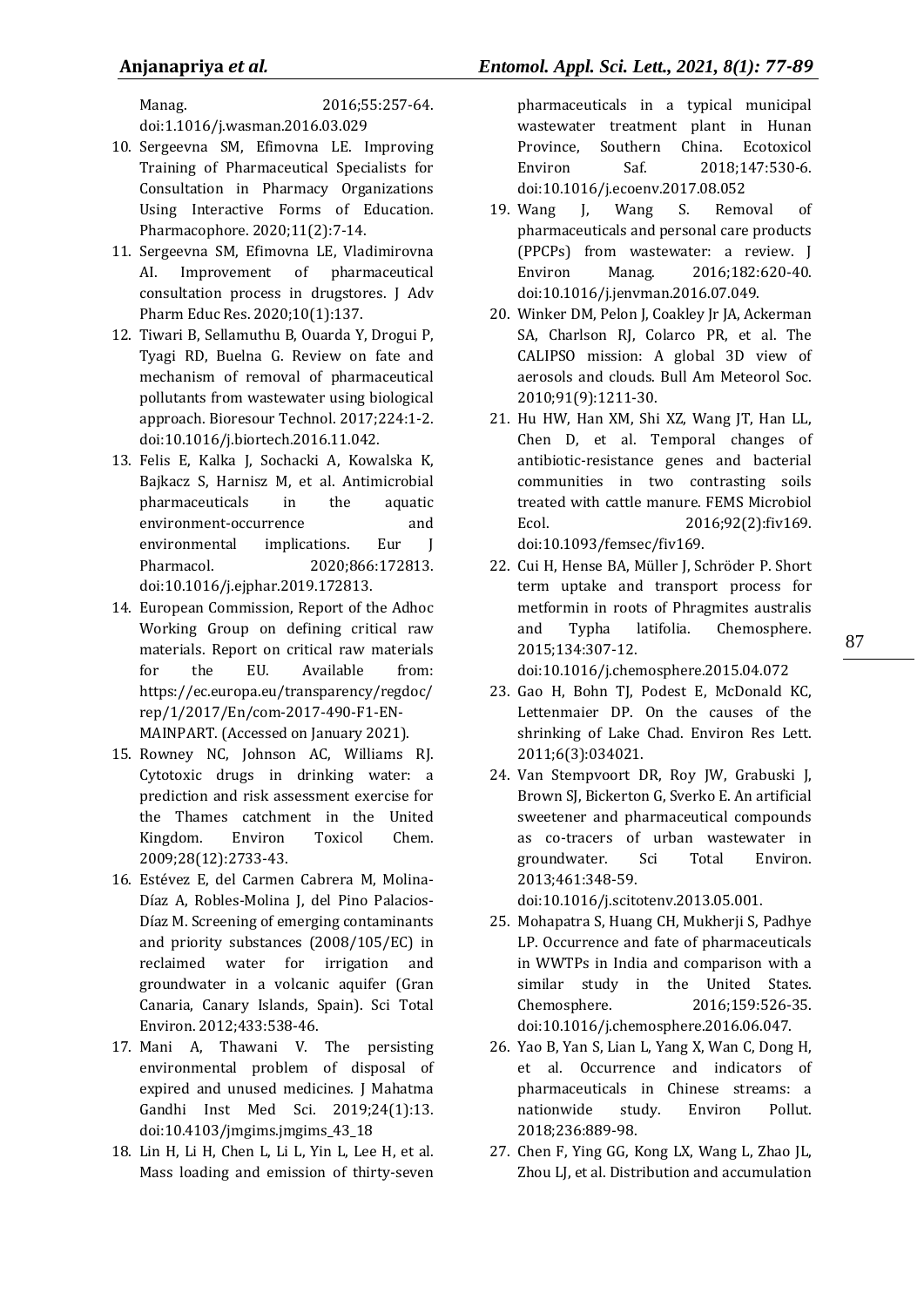Manag. 2016;55:257-64. doi:1.1016/j.wasman.2016.03.029

10. Sergeevna SM, Efimovna LE. Improving Training of Pharmaceutical Specialists for Consultation in Pharmacy Organizations Using Interactive Forms of Education. Pharmacophore. 2020;11(2):7-14.
11. Sergeevna SM, Efimovna LE, Vladimirovna AI. Improvement of pharmaceutical consultation process in drugstores. J Adv Pharm Educ Res. 2020;10(1):137.
12. Tiwari B, Sellamuthu B, Ouarda Y, Drogui P, Tyagi RD, Buelna G. Review on fate and mechanism of removal of pharmaceutical pollutants from wastewater using biological approach. Bioresour Technol. 2017;224:1-2. doi:10.1016/j.biortech.2016.11.042.
13. Felis E, Kalka J, Sochacki A, Kowalska K, Bajkacz S, Harnisz M, et al. Antimicrobial pharmaceuticals in the aquatic environment-occurrence and environmental implications. Eur J Pharmacol. 2020;866:172813. doi:10.1016/j.ejphar.2019.172813.
14. European Commission, Report of the Adhoc Working Group on defining critical raw materials. Report on critical raw materials for the EU. Available from: https://ec.europa.eu/transparency/regdoc/rep/1/2017/En/com-2017-490-F1-EN-MAINPART. (Accessed on January 2021).
15. Rowney NC, Johnson AC, Williams RJ. Cytotoxic drugs in drinking water: a prediction and risk assessment exercise for the Thames catchment in the United Kingdom. Environ Toxicol Chem. 2009;28(12):2733-43.
16. Estévez E, del Carmen Cabrera M, Molina-Díaz A, Robles-Molina J, del Pino Palacios-Díaz M. Screening of emerging contaminants and priority substances (2008/105/EC) in reclaimed water for irrigation and groundwater in a volcanic aquifer (Gran Canaria, Canary Islands, Spain). Sci Total Environ. 2012;433:538-46.
17. Mani A, Thawani V. The persisting environmental problem of disposal of expired and unused medicines. J Mahatma Gandhi Inst Med Sci. 2019;24(1):13. doi:10.4103/jmgims.jmgims_43_18
18. Lin H, Li H, Chen L, Li L, Yin L, Lee H, et al. Mass loading and emission of thirty-seven pharmaceuticals in a typical municipal wastewater treatment plant in Hunan Province, Southern China. Ecotoxicol Environ Saf. 2018;147:530-6. doi:10.1016/j.ecoenv.2017.08.052
19. Wang J, Wang S. Removal of pharmaceuticals and personal care products (PPCPs) from wastewater: a review. J Environ Manag. 2016;182:620-40. doi:10.1016/j.jenvman.2016.07.049.
20. Winker DM, Pelon J, Coakley Jr JA, Ackerman SA, Charlson RJ, Colarco PR, et al. The CALIPSO mission: A global 3D view of aerosols and clouds. Bull Am Meteorol Soc. 2010;91(9):1211-30.
21. Hu HW, Han XM, Shi XZ, Wang JT, Han LL, Chen D, et al. Temporal changes of antibiotic-resistance genes and bacterial communities in two contrasting soils treated with cattle manure. FEMS Microbiol Ecol. 2016;92(2):fiv169. doi:10.1093/femsec/fiv169.
22. Cui H, Hense BA, Müller J, Schröder P. Short term uptake and transport process for metformin in roots of Phragmites australis and Typha latifolia. Chemosphere. 2015;134:307-12. doi:10.1016/j.chemosphere.2015.04.072
23. Gao H, Bohn TJ, Podest E, McDonald KC, Lettenmaier DP. On the causes of the shrinking of Lake Chad. Environ Res Lett. 2011;6(3):034021.
24. Van Stempvoort DR, Roy JW, Grabuski J, Brown SJ, Bickerton G, Sverko E. An artificial sweetener and pharmaceutical compounds as co-tracers of urban wastewater in groundwater. Sci Total Environ. 2013;461:348-59. doi:10.1016/j.scitotenv.2013.05.001.
25. Mohapatra S, Huang CH, Mukherji S, Padhye LP. Occurrence and fate of pharmaceuticals in WWTPs in India and comparison with a similar study in the United States. Chemosphere. 2016;159:526-35. doi:10.1016/j.chemosphere.2016.06.047.
26. Yao B, Yan S, Lian L, Yang X, Wan C, Dong H, et al. Occurrence and indicators of pharmaceuticals in Chinese streams: a nationwide study. Environ Pollut. 2018;236:889-98.
27. Chen F, Ying GG, Kong LX, Wang L, Zhao JL, Zhou LJ, et al. Distribution and accumulation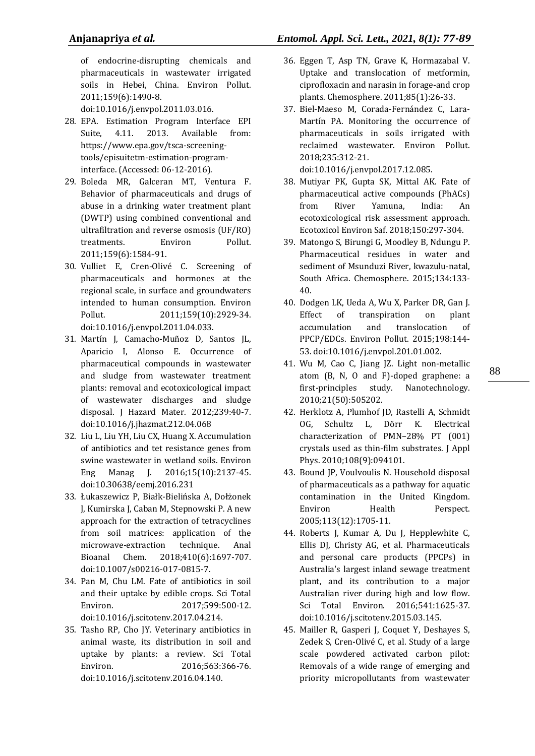of endocrine-disrupting chemicals and pharmaceuticals in wastewater irrigated soils in Hebei, China. Environ Pollut. 2011;159(6):1490-8. doi:10.1016/j.envpol.2011.03.016.

28. EPA. Estimation Program Interface EPI Suite, 4.11. 2013. Available from: https://www.epa.gov/tsca-screening-tools/episuitetm-estimation-program-interface. (Accessed: 06-12-2016).
29. Boleda MR, Galceran MT, Ventura F. Behavior of pharmaceuticals and drugs of abuse in a drinking water treatment plant (DWTP) using combined conventional and ultrafiltration and reverse osmosis (UF/RO) treatments. Environ Pollut. 2011;159(6):1584-91.
30. Vulliet E, Cren-Olivé C. Screening of pharmaceuticals and hormones at the regional scale, in surface and groundwaters intended to human consumption. Environ Pollut. 2011;159(10):2929-34. doi:10.1016/j.envpol.2011.04.033.
31. Martín J, Camacho-Muñoz D, Santos JL, Aparicio I, Alonso E. Occurrence of pharmaceutical compounds in wastewater and sludge from wastewater treatment plants: removal and ecotoxicological impact of wastewater discharges and sludge disposal. J Hazard Mater. 2012;239:40-7. doi:10.1016/j.jhazmat.212.04.068
32. Liu L, Liu YH, Liu CX, Huang X. Accumulation of antibiotics and tet resistance genes from swine wastewater in wetland soils. Environ Eng Manag J. 2016;15(10):2137-45. doi:10.30638/eemj.2016.231
33. Łukaszewicz P, Białk-Bielińska A, Dołżonek J, Kumirska J, Caban M, Stepnowski P. A new approach for the extraction of tetracyclines from soil matrices: application of the microwave-extraction technique. Anal Bioanal Chem. 2018;410(6):1697-707. doi:10.1007/s00216-017-0815-7.
34. Pan M, Chu LM. Fate of antibiotics in soil and their uptake by edible crops. Sci Total Environ. 2017;599:500-12. doi:10.1016/j.scitotenv.2017.04.214.
35. Tasho RP, Cho JY. Veterinary antibiotics in animal waste, its distribution in soil and uptake by plants: a review. Sci Total Environ. 2016;563:366-76. doi:10.1016/j.scitotenv.2016.04.140.
36. Eggen T, Asp TN, Grave K, Hormazabal V. Uptake and translocation of metformin, ciprofloxacin and narasin in forage-and crop plants. Chemosphere. 2011;85(1):26-33.
37. Biel-Maeso M, Corada-Fernández C, Lara-Martín PA. Monitoring the occurrence of pharmaceuticals in soils irrigated with reclaimed wastewater. Environ Pollut. 2018;235:312-21. doi:10.1016/j.envpol.2017.12.085.
38. Mutiyar PK, Gupta SK, Mittal AK. Fate of pharmaceutical active compounds (PhACs) from River Yamuna, India: An ecotoxicological risk assessment approach. Ecotoxicol Environ Saf. 2018;150:297-304.
39. Matongo S, Birungi G, Moodley B, Ndungu P. Pharmaceutical residues in water and sediment of Msunduzi River, kwazulu-natal, South Africa. Chemosphere. 2015;134:133-40.
40. Dodgen LK, Ueda A, Wu X, Parker DR, Gan J. Effect of transpiration on plant accumulation and translocation of PPCP/EDCs. Environ Pollut. 2015;198:144-53. doi:10.1016/j.envpol.201.01.002.
41. Wu M, Cao C, Jiang JZ. Light non-metallic atom (B, N, O and F)-doped graphene: a first-principles study. Nanotechnology. 2010;21(50):505202.
42. Herklotz A, Plumhof JD, Rastelli A, Schmidt OG, Schultz L, Dörr K. Electrical characterization of PMN–28% PT (001) crystals used as thin-film substrates. J Appl Phys. 2010;108(9):094101.
43. Bound JP, Voulvoulis N. Household disposal of pharmaceuticals as a pathway for aquatic contamination in the United Kingdom. Environ Health Perspect. 2005;113(12):1705-11.
44. Roberts J, Kumar A, Du J, Hepplewhite C, Ellis DJ, Christy AG, et al. Pharmaceuticals and personal care products (PPCPs) in Australia's largest inland sewage treatment plant, and its contribution to a major Australian river during high and low flow. Sci Total Environ. 2016;541:1625-37. doi:10.1016/j.scitotenv.2015.03.145.
45. Mailler R, Gasperi J, Coquet Y, Deshayes S, Zedek S, Cren-Olivé C, et al. Study of a large scale powdered activated carbon pilot: Removals of a wide range of emerging and priority micropollutants from wastewater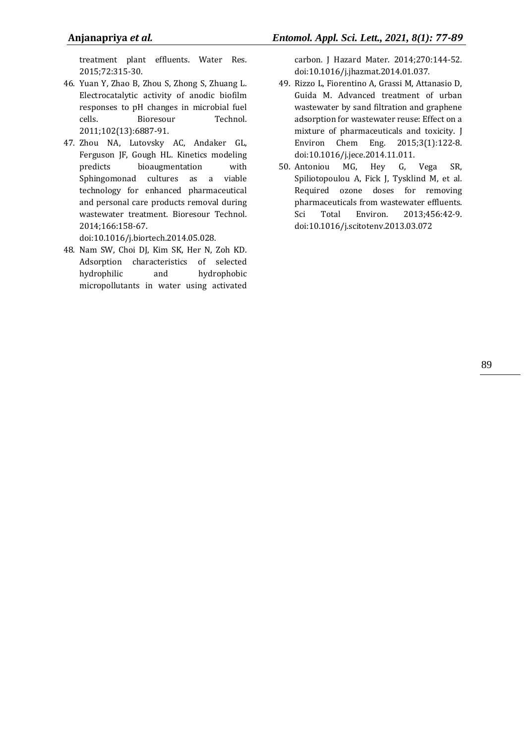treatment plant effluents. Water Res. 2015;72:315-30.

46. Yuan Y, Zhao B, Zhou S, Zhong S, Zhuang L. Electrocatalytic activity of anodic biofilm responses to pH changes in microbial fuel cells. Bioresour Technol. 2011;102(13):6887-91.
47. Zhou NA, Lutovsky AC, Andaker GL, Ferguson JF, Gough HL. Kinetics modeling predicts bioaugmentation with Sphingomonad cultures as a viable technology for enhanced pharmaceutical and personal care products removal during wastewater treatment. Bioresour Technol. 2014;166:158-67. doi:10.1016/j.biortech.2014.05.028.
48. Nam SW, Choi DJ, Kim SK, Her N, Zoh KD. Adsorption characteristics of selected hydrophilic and hydrophobic micropollutants in water using activated carbon. J Hazard Mater. 2014;270:144-52. doi:10.1016/j.jhazmat.2014.01.037.
49. Rizzo L, Fiorentino A, Grassi M, Attanasio D, Guida M. Advanced treatment of urban wastewater by sand filtration and graphene adsorption for wastewater reuse: Effect on a mixture of pharmaceuticals and toxicity. J Environ Chem Eng. 2015;3(1):122-8. doi:10.1016/j.jece.2014.11.011.
50. Antoniou MG, Hey G, Vega SR, Spiliotopoulou A, Fick J, Tysklind M, et al. Required ozone doses for removing pharmaceuticals from wastewater effluents. Sci Total Environ. 2013;456:42-9. doi:10.1016/j.scitotenv.2013.03.072